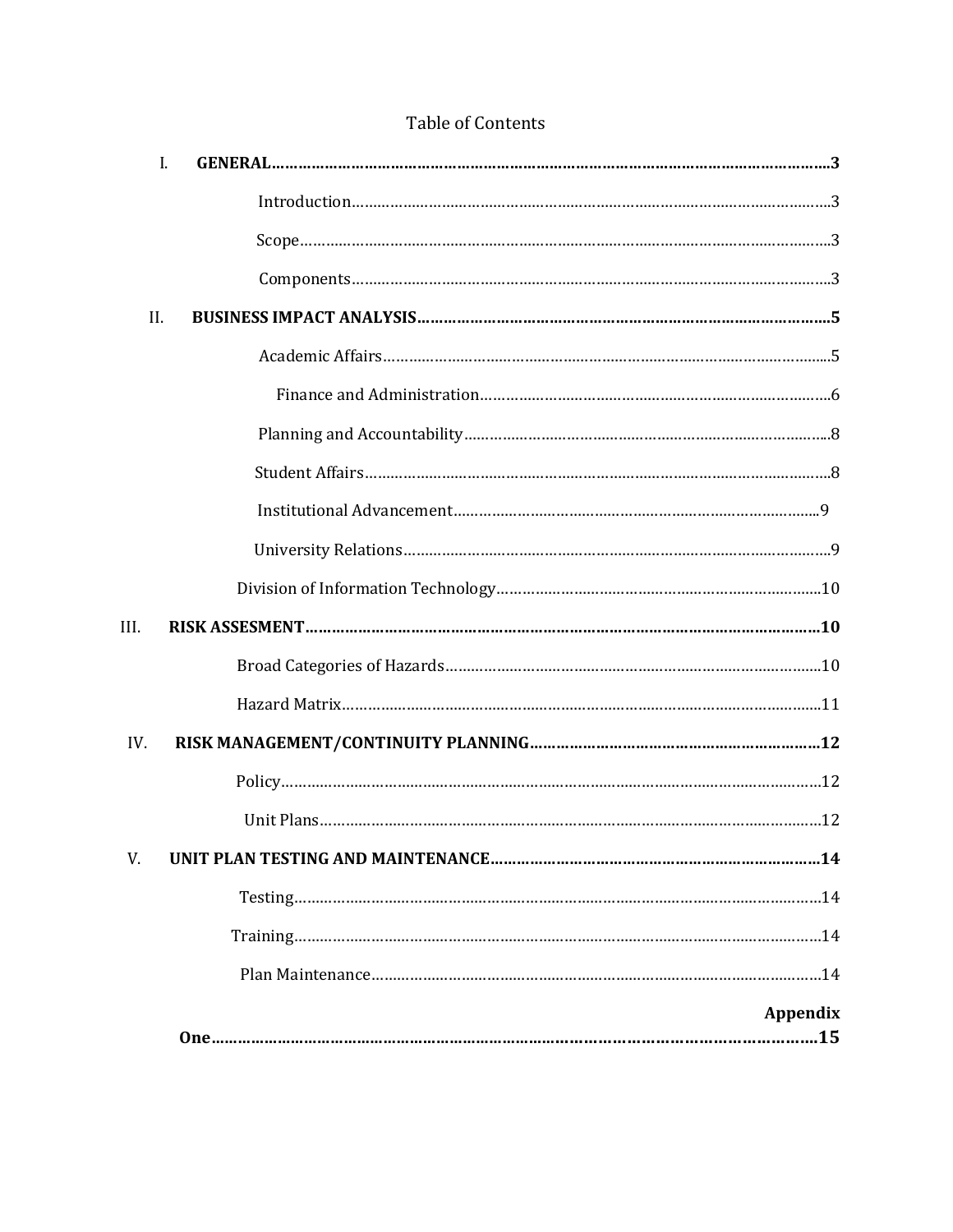# Table of Contents

**I. GENERAL……3**

- Introduction……3
- Scope……3
- Components……3

**II. BUSINESS IMPACT ANALYSIS……5**

- Academic Affairs……5
- Finance and Administration……6
- Planning and Accountability……8
- Student Affairs……8
- Institutional Advancement……9
- University Relations……9
- Division of Information Technology……10

**III. RISK ASSESMENT……10**

- Broad Categories of Hazards……10
- Hazard Matrix……11

**IV. RISK MANAGEMENT/CONTINUITY PLANNING……12**

- Policy……12
- Unit Plans……12

**V. UNIT PLAN TESTING AND MAINTENANCE……14**

- Testing……14
- Training……14
- Plan Maintenance……14

**Appendix One……15**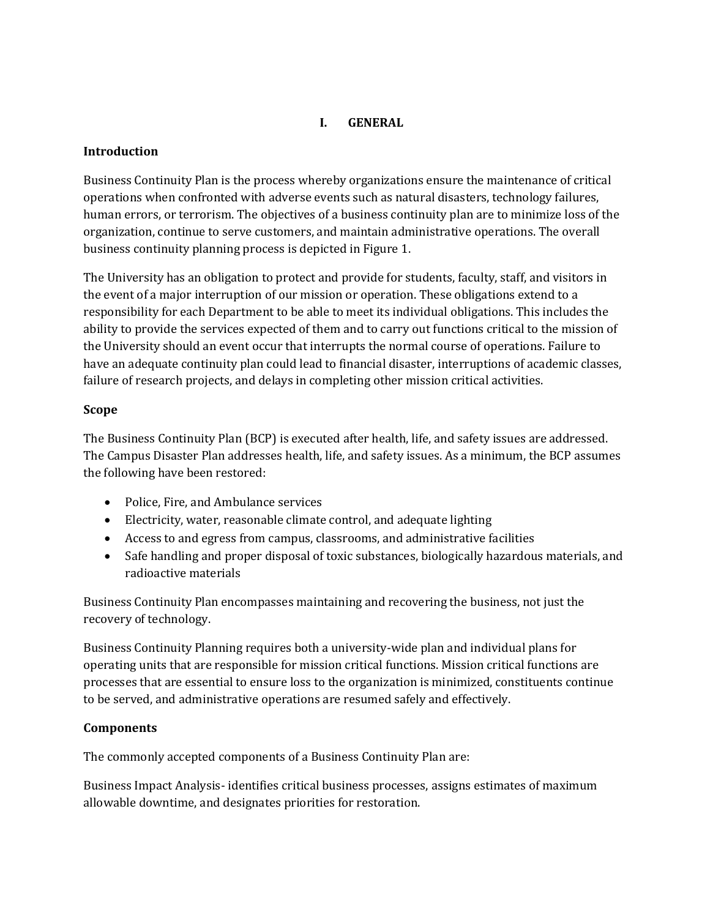# I. GENERAL

## Introduction

Business Continuity Plan is the process whereby organizations ensure the maintenance of critical operations when confronted with adverse events such as natural disasters, technology failures, human errors, or terrorism. The objectives of a business continuity plan are to minimize loss of the organization, continue to serve customers, and maintain administrative operations. The overall business continuity planning process is depicted in Figure 1.

The University has an obligation to protect and provide for students, faculty, staff, and visitors in the event of a major interruption of our mission or operation. These obligations extend to a responsibility for each Department to be able to meet its individual obligations. This includes the ability to provide the services expected of them and to carry out functions critical to the mission of the University should an event occur that interrupts the normal course of operations. Failure to have an adequate continuity plan could lead to financial disaster, interruptions of academic classes, failure of research projects, and delays in completing other mission critical activities.

## Scope

The Business Continuity Plan (BCP) is executed after health, life, and safety issues are addressed. The Campus Disaster Plan addresses health, life, and safety issues. As a minimum, the BCP assumes the following have been restored:

- Police, Fire, and Ambulance services
- Electricity, water, reasonable climate control, and adequate lighting
- Access to and egress from campus, classrooms, and administrative facilities
- Safe handling and proper disposal of toxic substances, biologically hazardous materials, and radioactive materials

Business Continuity Plan encompasses maintaining and recovering the business, not just the recovery of technology.

Business Continuity Planning requires both a university-wide plan and individual plans for operating units that are responsible for mission critical functions. Mission critical functions are processes that are essential to ensure loss to the organization is minimized, constituents continue to be served, and administrative operations are resumed safely and effectively.

## Components

The commonly accepted components of a Business Continuity Plan are:

Business Impact Analysis- identifies critical business processes, assigns estimates of maximum allowable downtime, and designates priorities for restoration.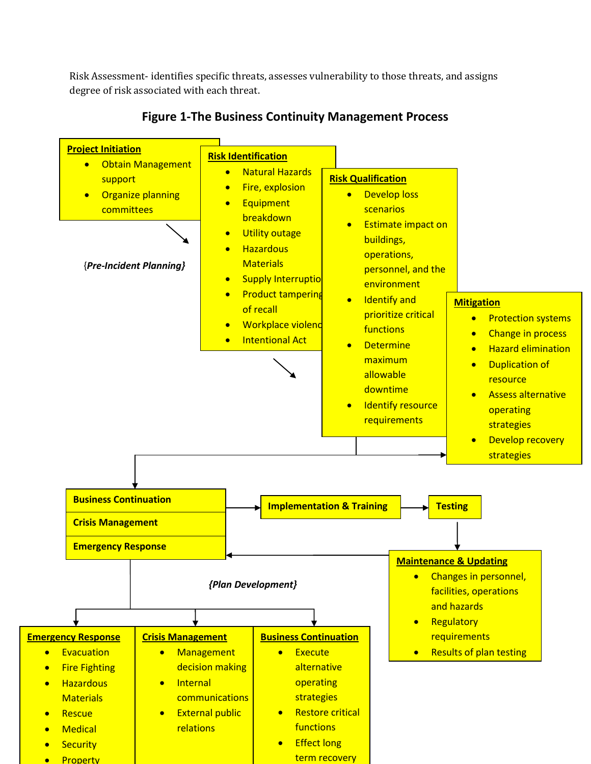Risk Assessment- identifies specific threats, assesses vulnerability to those threats, and assigns degree of risk associated with each threat.

### Figure 1-The Business Continuity Management Process

**Project Initiation**

- Obtain Management support
- Organize planning committees

*{Pre-Incident Planning}*

**Risk Identification**

- Natural Hazards
- Fire, explosion
- Equipment breakdown
- Utility outage
- Hazardous Materials
- Supply Interruptio
- Product tampering of recall
- Workplace violenc
- Intentional Act

**Risk Qualification**

- Develop loss scenarios
- Estimate impact on buildings, operations, personnel, and the environment
- Identify and prioritize critical functions
- Determine maximum allowable downtime
- Identify resource requirements

**Mitigation**

- Protection systems
- Change in process
- Hazard elimination
- Duplication of resource
- Assess alternative operating strategies
- Develop recovery strategies

**Business Continuation**

**Crisis Management**

**Emergency Response**

**Implementation & Training**

**Testing**

**Maintenance & Updating**

- Changes in personnel, facilities, operations and hazards
- Regulatory requirements
- Results of plan testing

*{Plan Development}*

**Emergency Response**

- Evacuation
- Fire Fighting
- Hazardous Materials
- Rescue
- Medical
- Security
- Property

**Crisis Management**

- Management decision making
- Internal communications
- External public relations

**Business Continuation**

- Execute alternative operating strategies
- Restore critical functions
- Effect long term recovery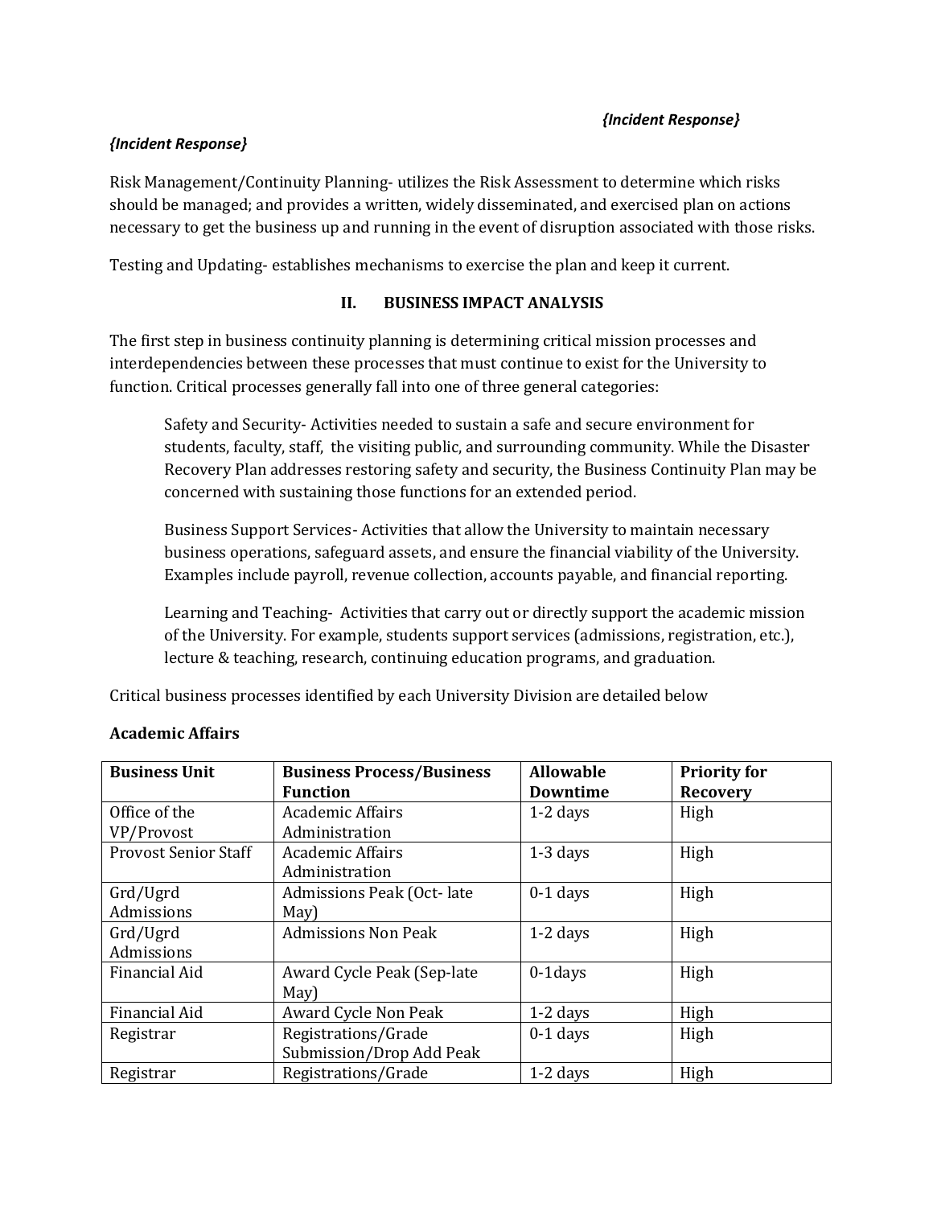*{Incident Response}*

*{Incident Response}*

Risk Management/Continuity Planning- utilizes the Risk Assessment to determine which risks should be managed; and provides a written, widely disseminated, and exercised plan on actions necessary to get the business up and running in the event of disruption associated with those risks.

Testing and Updating- establishes mechanisms to exercise the plan and keep it current.

## II. BUSINESS IMPACT ANALYSIS

The first step in business continuity planning is determining critical mission processes and interdependencies between these processes that must continue to exist for the University to function. Critical processes generally fall into one of three general categories:

> Safety and Security- Activities needed to sustain a safe and secure environment for students, faculty, staff, the visiting public, and surrounding community. While the Disaster Recovery Plan addresses restoring safety and security, the Business Continuity Plan may be concerned with sustaining those functions for an extended period.
>
> Business Support Services- Activities that allow the University to maintain necessary business operations, safeguard assets, and ensure the financial viability of the University. Examples include payroll, revenue collection, accounts payable, and financial reporting.
>
> Learning and Teaching- Activities that carry out or directly support the academic mission of the University. For example, students support services (admissions, registration, etc.), lecture & teaching, research, continuing education programs, and graduation.

Critical business processes identified by each University Division are detailed below

**Academic Affairs**

| Business Unit | Business Process/Business Function | Allowable Downtime | Priority for Recovery |
|---|---|---|---|
| Office of the VP/Provost | Academic Affairs Administration | 1-2 days | High |
| Provost Senior Staff | Academic Affairs Administration | 1-3 days | High |
| Grd/Ugrd Admissions | Admissions Peak (Oct- late May) | 0-1 days | High |
| Grd/Ugrd Admissions | Admissions Non Peak | 1-2 days | High |
| Financial Aid | Award Cycle Peak (Sep-late May) | 0-1days | High |
| Financial Aid | Award Cycle Non Peak | 1-2 days | High |
| Registrar | Registrations/Grade Submission/Drop Add Peak | 0-1 days | High |
| Registrar | Registrations/Grade | 1-2 days | High |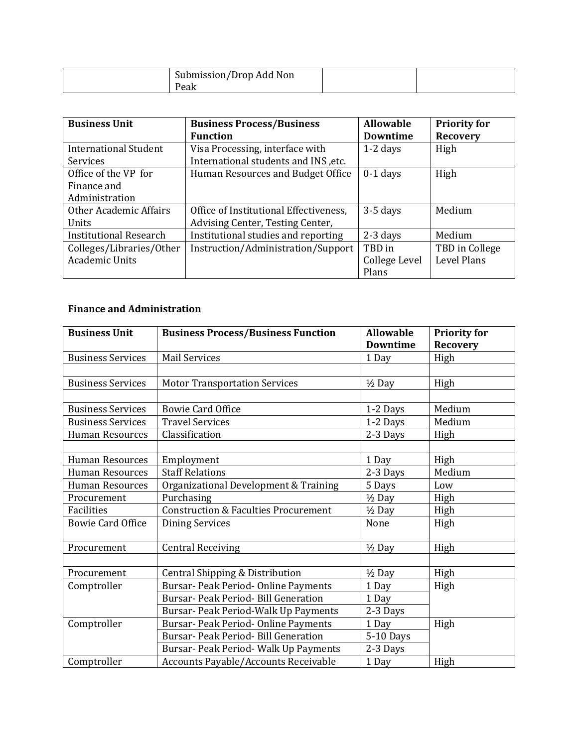| | Submission/Drop Add Non Peak | | |
|---|---|---|---|

| **Business Unit** | **Business Process/Business Function** | **Allowable Downtime** | **Priority for Recovery** |
|---|---|---|---|
| International Student Services | Visa Processing, interface with International students and INS ,etc. | 1-2 days | High |
| Office of the VP for Finance and Administration | Human Resources and Budget Office | 0-1 days | High |
| Other Academic Affairs Units | Office of Institutional Effectiveness, Advising Center, Testing Center, | 3-5 days | Medium |
| Institutional Research | Institutional studies and reporting | 2-3 days | Medium |
| Colleges/Libraries/Other Academic Units | Instruction/Administration/Support | TBD in College Level Plans | TBD in College Level Plans |

**Finance and Administration**

| **Business Unit** | **Business Process/Business Function** | **Allowable Downtime** | **Priority for Recovery** |
|---|---|---|---|
| Business Services | Mail Services | 1 Day | High |
| | | | |
| Business Services | Motor Transportation Services | ½ Day | High |
| | | | |
| Business Services | Bowie Card Office | 1-2 Days | Medium |
| Business Services | Travel Services | 1-2 Days | Medium |
| Human Resources | Classification | 2-3 Days | High |
| | | | |
| Human Resources | Employment | 1 Day | High |
| Human Resources | Staff Relations | 2-3 Days | Medium |
| Human Resources | Organizational Development & Training | 5 Days | Low |
| Procurement | Purchasing | ½ Day | High |
| Facilities | Construction & Faculties Procurement | ½ Day | High |
| Bowie Card Office | Dining Services | None | High |
| Procurement | Central Receiving | ½ Day | High |
| | | | |
| Procurement | Central Shipping & Distribution | ½ Day | High |
| Comptroller | Bursar- Peak Period- Online Payments | 1 Day | High |
| | Bursar- Peak Period- Bill Generation | 1 Day | |
| | Bursar- Peak Period-Walk Up Payments | 2-3 Days | |
| Comptroller | Bursar- Peak Period- Online Payments | 1 Day | High |
| | Bursar- Peak Period- Bill Generation | 5-10 Days | |
| | Bursar- Peak Period- Walk Up Payments | 2-3 Days | |
| Comptroller | Accounts Payable/Accounts Receivable | 1 Day | High |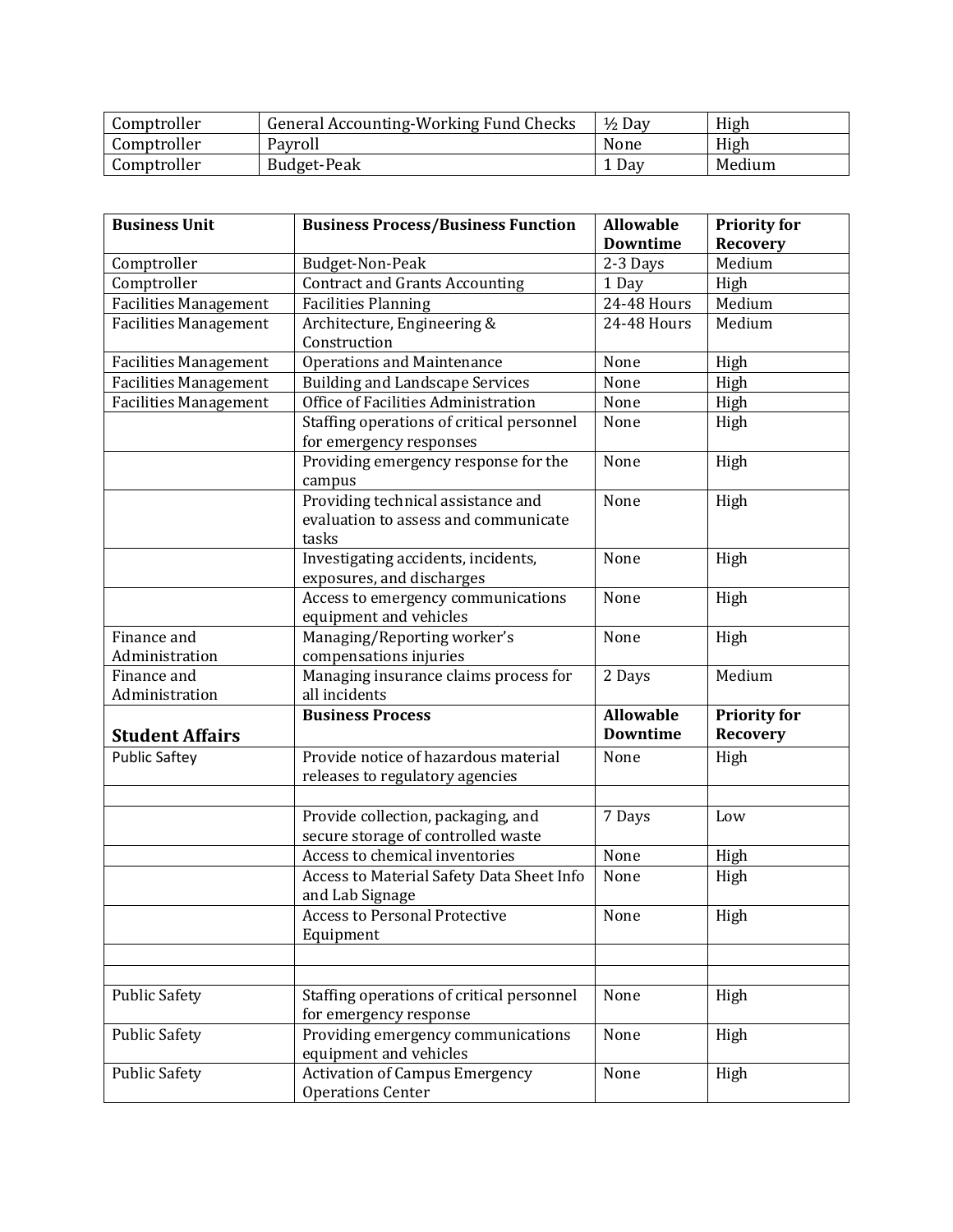| Comptroller | General Accounting-Working Fund Checks | ½ Day | High |
|---|---|---|---|
| Comptroller | Payroll | None | High |
| Comptroller | Budget-Peak | 1 Day | Medium |

| **Business Unit** | **Business Process/Business Function** | **Allowable Downtime** | **Priority for Recovery** |
|---|---|---|---|
| Comptroller | Budget-Non-Peak | 2-3 Days | Medium |
| Comptroller | Contract and Grants Accounting | 1 Day | High |
| Facilities Management | Facilities Planning | 24-48 Hours | Medium |
| Facilities Management | Architecture, Engineering & Construction | 24-48 Hours | Medium |
| Facilities Management | Operations and Maintenance | None | High |
| Facilities Management | Building and Landscape Services | None | High |
| Facilities Management | Office of Facilities Administration | None | High |
| | Staffing operations of critical personnel for emergency responses | None | High |
| | Providing emergency response for the campus | None | High |
| | Providing technical assistance and evaluation to assess and communicate tasks | None | High |
| | Investigating accidents, incidents, exposures, and discharges | None | High |
| | Access to emergency communications equipment and vehicles | None | High |
| Finance and Administration | Managing/Reporting worker's compensations injuries | None | High |
| Finance and Administration | Managing insurance claims process for all incidents | 2 Days | Medium |
| **Student Affairs** | **Business Process** | **Allowable Downtime** | **Priority for Recovery** |
| Public Saftey | Provide notice of hazardous material releases to regulatory agencies | None | High |
| | | | |
| | Provide collection, packaging, and secure storage of controlled waste | 7 Days | Low |
| | Access to chemical inventories | None | High |
| | Access to Material Safety Data Sheet Info and Lab Signage | None | High |
| | Access to Personal Protective Equipment | None | High |
| | | | |
| | | | |
| Public Safety | Staffing operations of critical personnel for emergency response | None | High |
| Public Safety | Providing emergency communications equipment and vehicles | None | High |
| Public Safety | Activation of Campus Emergency Operations Center | None | High |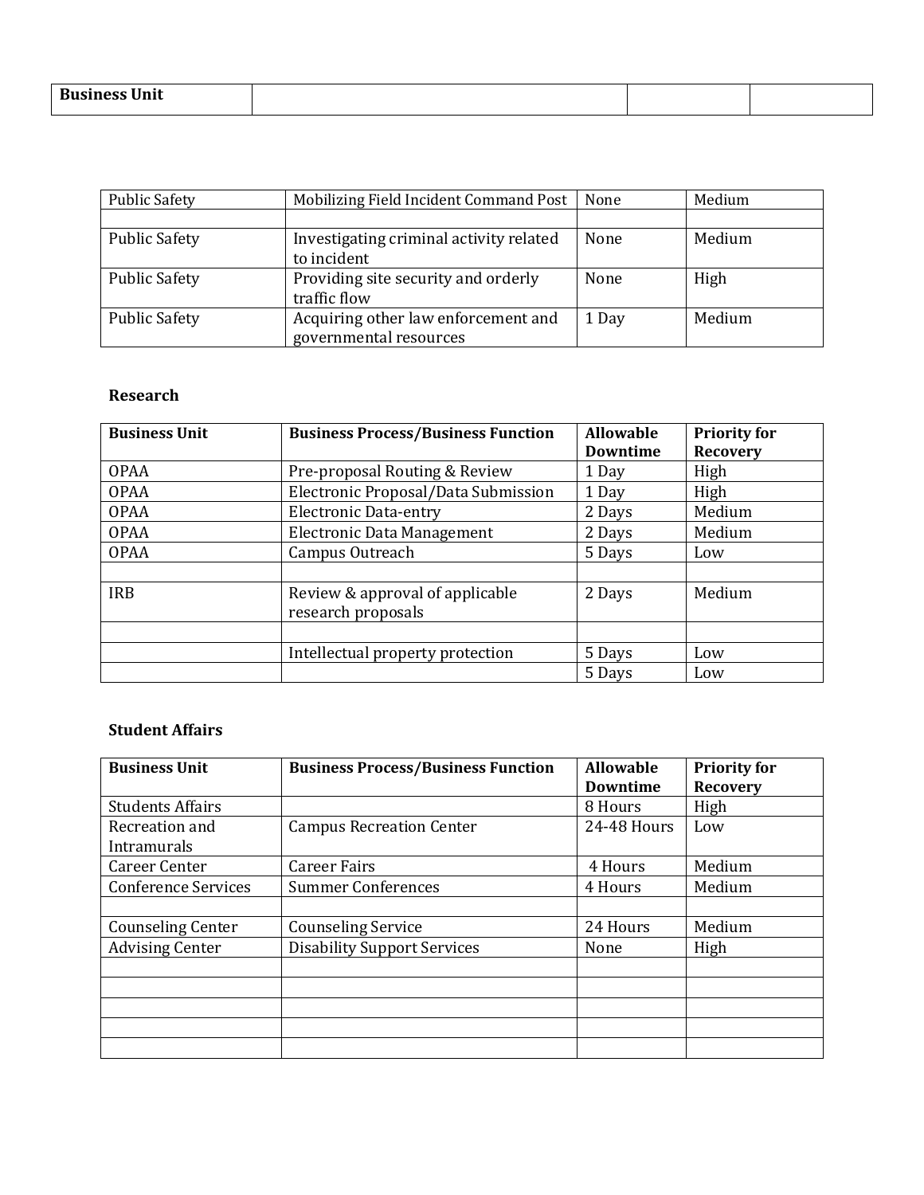| Business Unit | | | |
|---|---|---|---|

| | | | |
|---|---|---|---|
| Public Safety | Mobilizing Field Incident Command Post | None | Medium |
| | | | |
| Public Safety | Investigating criminal activity related to incident | None | Medium |
| Public Safety | Providing site security and orderly traffic flow | None | High |
| Public Safety | Acquiring other law enforcement and governmental resources | 1 Day | Medium |

### Research

| Business Unit | Business Process/Business Function | Allowable Downtime | Priority for Recovery |
|---|---|---|---|
| OPAA | Pre-proposal Routing & Review | 1 Day | High |
| OPAA | Electronic Proposal/Data Submission | 1 Day | High |
| OPAA | Electronic Data-entry | 2 Days | Medium |
| OPAA | Electronic Data Management | 2 Days | Medium |
| OPAA | Campus Outreach | 5 Days | Low |
| | | | |
| IRB | Review & approval of applicable research proposals | 2 Days | Medium |
| | | | |
| | Intellectual property protection | 5 Days | Low |
| | | 5 Days | Low |

### Student Affairs

| Business Unit | Business Process/Business Function | Allowable Downtime | Priority for Recovery |
|---|---|---|---|
| Students Affairs | | 8 Hours | High |
| Recreation and Intramurals | Campus Recreation Center | 24-48 Hours | Low |
| Career Center | Career Fairs | 4 Hours | Medium |
| Conference Services | Summer Conferences | 4 Hours | Medium |
| | | | |
| Counseling Center | Counseling Service | 24 Hours | Medium |
| Advising Center | Disability Support Services | None | High |
| | | | |
| | | | |
| | | | |
| | | | |
| | | | |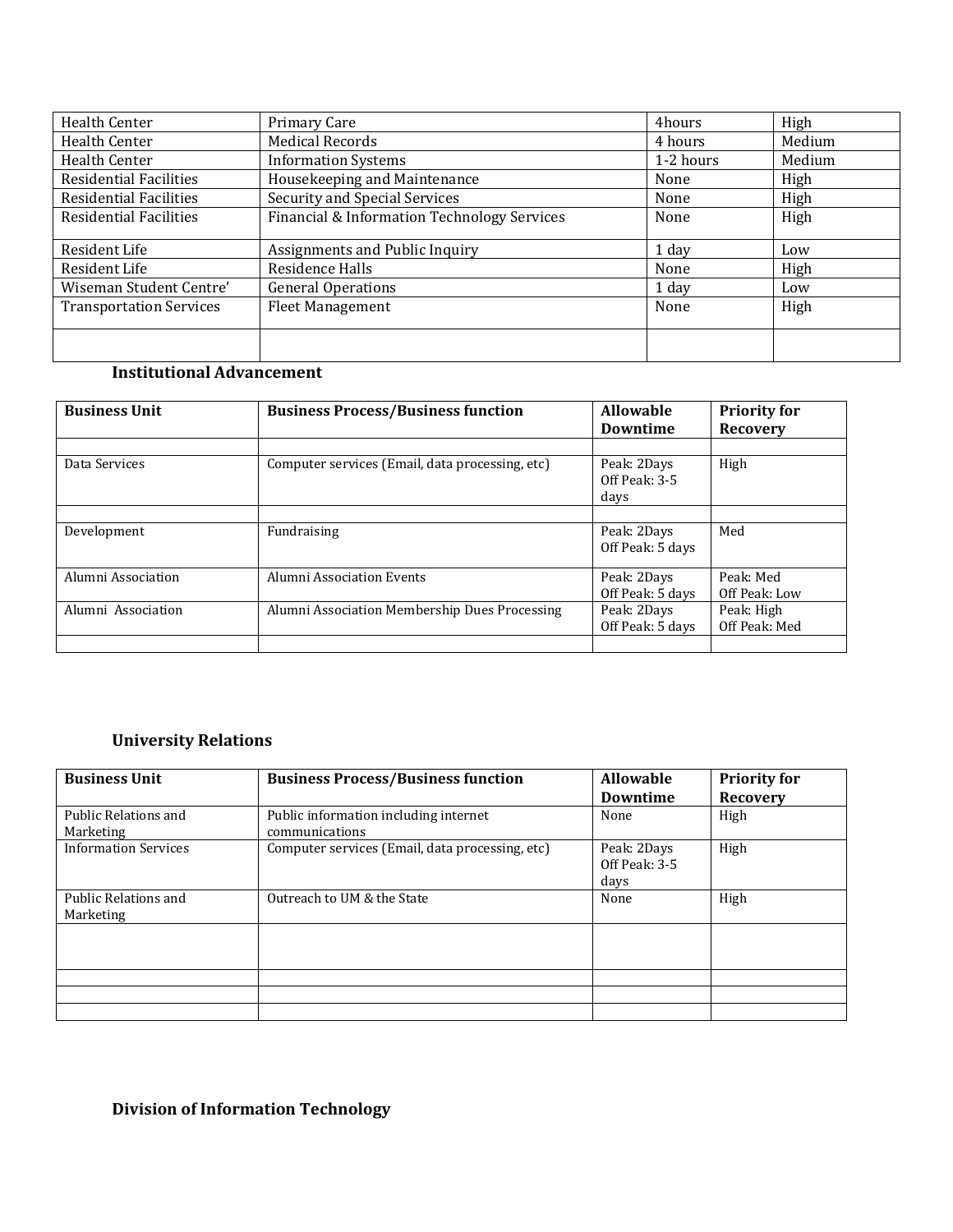| | | | |
|---|---|---|---|
| Health Center | Primary Care | 4hours | High |
| Health Center | Medical Records | 4 hours | Medium |
| Health Center | Information Systems | 1-2 hours | Medium |
| Residential Facilities | Housekeeping and Maintenance | None | High |
| Residential Facilities | Security and Special Services | None | High |
| Residential Facilities | Financial & Information Technology Services | None | High |
| Resident Life | Assignments and Public Inquiry | 1 day | Low |
| Resident Life | Residence Halls | None | High |
| Wiseman Student Centre' | General Operations | 1 day | Low |
| Transportation Services | Fleet Management | None | High |
| | | | |

### Institutional Advancement

| Business Unit | Business Process/Business function | Allowable Downtime | Priority for Recovery |
|---|---|---|---|
| | | | |
| Data Services | Computer services (Email, data processing, etc) | Peak: 2Days Off Peak: 3-5 days | High |
| | | | |
| Development | Fundraising | Peak: 2Days Off Peak: 5 days | Med |
| Alumni Association | Alumni Association Events | Peak: 2Days Off Peak: 5 days | Peak: Med Off Peak: Low |
| Alumni Association | Alumni Association Membership Dues Processing | Peak: 2Days Off Peak: 5 days | Peak: High Off Peak: Med |
| | | | |

### University Relations

| Business Unit | Business Process/Business function | Allowable Downtime | Priority for Recovery |
|---|---|---|---|
| Public Relations and Marketing | Public information including internet communications | None | High |
| Information Services | Computer services (Email, data processing, etc) | Peak: 2Days Off Peak: 3-5 days | High |
| Public Relations and Marketing | Outreach to UM & the State | None | High |
| | | | |
| | | | |
| | | | |
| | | | |

### Division of Information Technology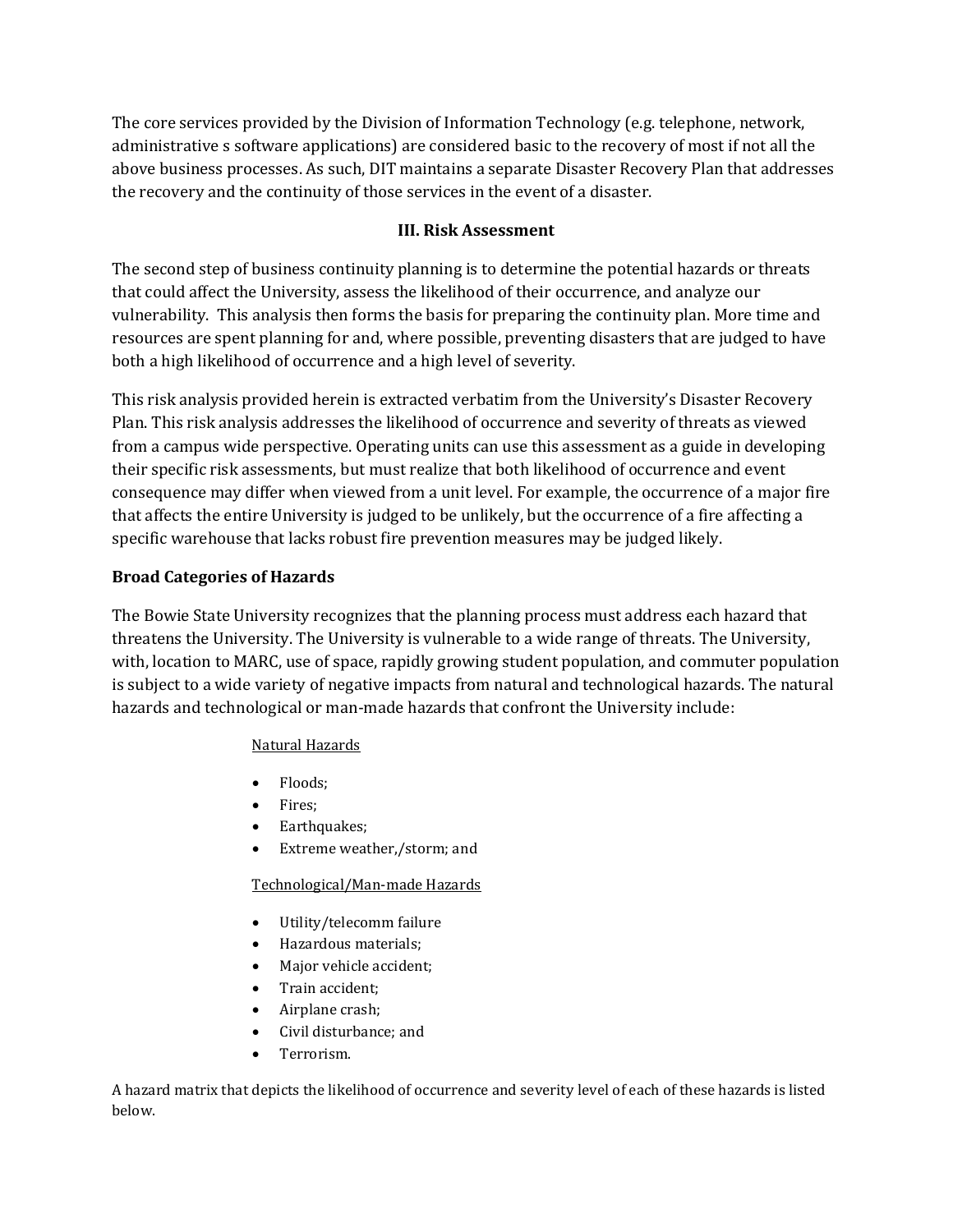The core services provided by the Division of Information Technology (e.g. telephone, network, administrative s software applications) are considered basic to the recovery of most if not all the above business processes. As such, DIT maintains a separate Disaster Recovery Plan that addresses the recovery and the continuity of those services in the event of a disaster.

## III. Risk Assessment

The second step of business continuity planning is to determine the potential hazards or threats that could affect the University, assess the likelihood of their occurrence, and analyze our vulnerability. This analysis then forms the basis for preparing the continuity plan. More time and resources are spent planning for and, where possible, preventing disasters that are judged to have both a high likelihood of occurrence and a high level of severity.

This risk analysis provided herein is extracted verbatim from the University's Disaster Recovery Plan. This risk analysis addresses the likelihood of occurrence and severity of threats as viewed from a campus wide perspective. Operating units can use this assessment as a guide in developing their specific risk assessments, but must realize that both likelihood of occurrence and event consequence may differ when viewed from a unit level. For example, the occurrence of a major fire that affects the entire University is judged to be unlikely, but the occurrence of a fire affecting a specific warehouse that lacks robust fire prevention measures may be judged likely.

### Broad Categories of Hazards

The Bowie State University recognizes that the planning process must address each hazard that threatens the University. The University is vulnerable to a wide range of threats. The University, with, location to MARC, use of space, rapidly growing student population, and commuter population is subject to a wide variety of negative impacts from natural and technological hazards. The natural hazards and technological or man-made hazards that confront the University include:

Natural Hazards

- Floods;
- Fires;
- Earthquakes;
- Extreme weather,/storm; and

Technological/Man-made Hazards

- Utility/telecomm failure
- Hazardous materials;
- Major vehicle accident;
- Train accident;
- Airplane crash;
- Civil disturbance; and
- Terrorism.

A hazard matrix that depicts the likelihood of occurrence and severity level of each of these hazards is listed below.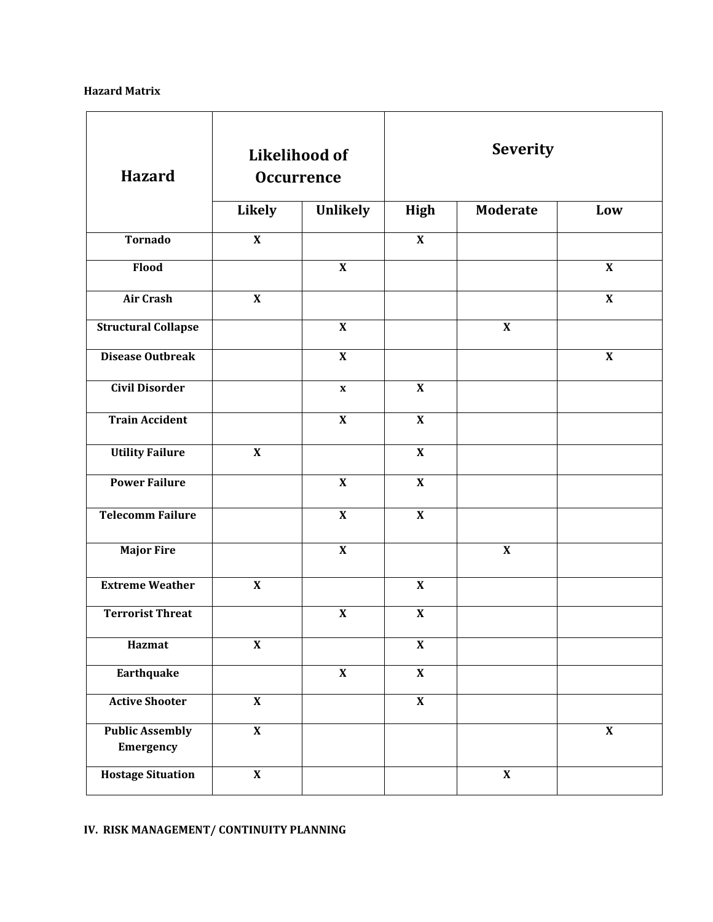**Hazard Matrix**

| Hazard | Likelihood of Occurrence | | Severity | | |
|---|---|---|---|---|---|
| | Likely | Unlikely | High | Moderate | Low |
| **Tornado** | X | | X | | |
| **Flood** | | X | | | X |
| **Air Crash** | X | | | | X |
| **Structural Collapse** | | X | | X | |
| **Disease Outbreak** | | X | | | X |
| **Civil Disorder** | | x | X | | |
| **Train Accident** | | X | X | | |
| **Utility Failure** | X | | X | | |
| **Power Failure** | | X | X | | |
| **Telecomm Failure** | | X | X | | |
| **Major Fire** | | X | | X | |
| **Extreme Weather** | X | | X | | |
| **Terrorist Threat** | | X | X | | |
| **Hazmat** | X | | X | | |
| **Earthquake** | | X | X | | |
| **Active Shooter** | X | | X | | |
| **Public Assembly Emergency** | X | | | | X |
| **Hostage Situation** | X | | | X | |

**IV. RISK MANAGEMENT/ CONTINUITY PLANNING**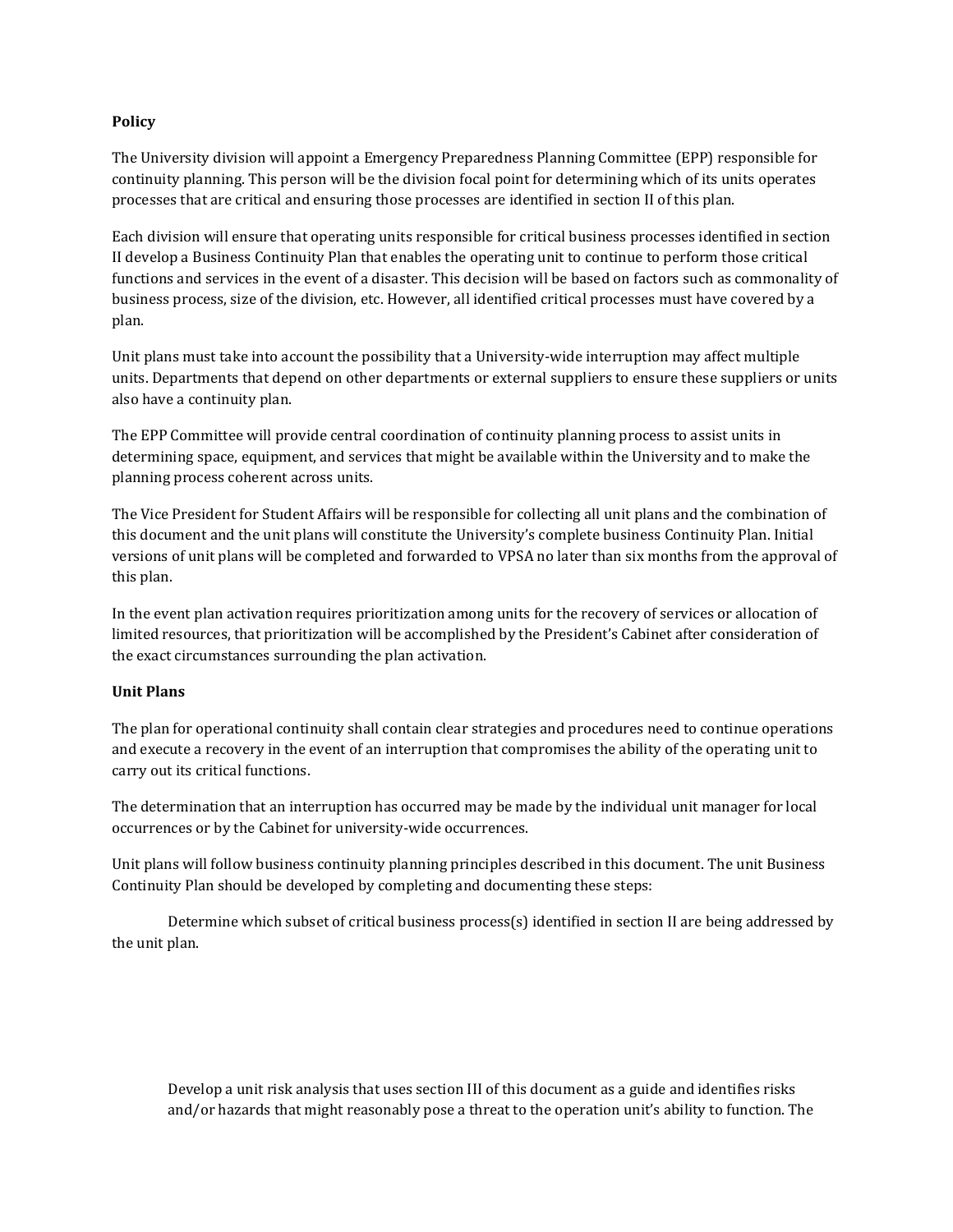**Policy**

The University division will appoint a Emergency Preparedness Planning Committee (EPP) responsible for continuity planning. This person will be the division focal point for determining which of its units operates processes that are critical and ensuring those processes are identified in section II of this plan.

Each division will ensure that operating units responsible for critical business processes identified in section II develop a Business Continuity Plan that enables the operating unit to continue to perform those critical functions and services in the event of a disaster. This decision will be based on factors such as commonality of business process, size of the division, etc. However, all identified critical processes must have covered by a plan.

Unit plans must take into account the possibility that a University-wide interruption may affect multiple units. Departments that depend on other departments or external suppliers to ensure these suppliers or units also have a continuity plan.

The EPP Committee will provide central coordination of continuity planning process to assist units in determining space, equipment, and services that might be available within the University and to make the planning process coherent across units.

The Vice President for Student Affairs will be responsible for collecting all unit plans and the combination of this document and the unit plans will constitute the University's complete business Continuity Plan. Initial versions of unit plans will be completed and forwarded to VPSA no later than six months from the approval of this plan.

In the event plan activation requires prioritization among units for the recovery of services or allocation of limited resources, that prioritization will be accomplished by the President's Cabinet after consideration of the exact circumstances surrounding the plan activation.

**Unit Plans**

The plan for operational continuity shall contain clear strategies and procedures need to continue operations and execute a recovery in the event of an interruption that compromises the ability of the operating unit to carry out its critical functions.

The determination that an interruption has occurred may be made by the individual unit manager for local occurrences or by the Cabinet for university-wide occurrences.

Unit plans will follow business continuity planning principles described in this document. The unit Business Continuity Plan should be developed by completing and documenting these steps:

Determine which subset of critical business process(s) identified in section II are being addressed by the unit plan.

Develop a unit risk analysis that uses section III of this document as a guide and identifies risks and/or hazards that might reasonably pose a threat to the operation unit's ability to function. The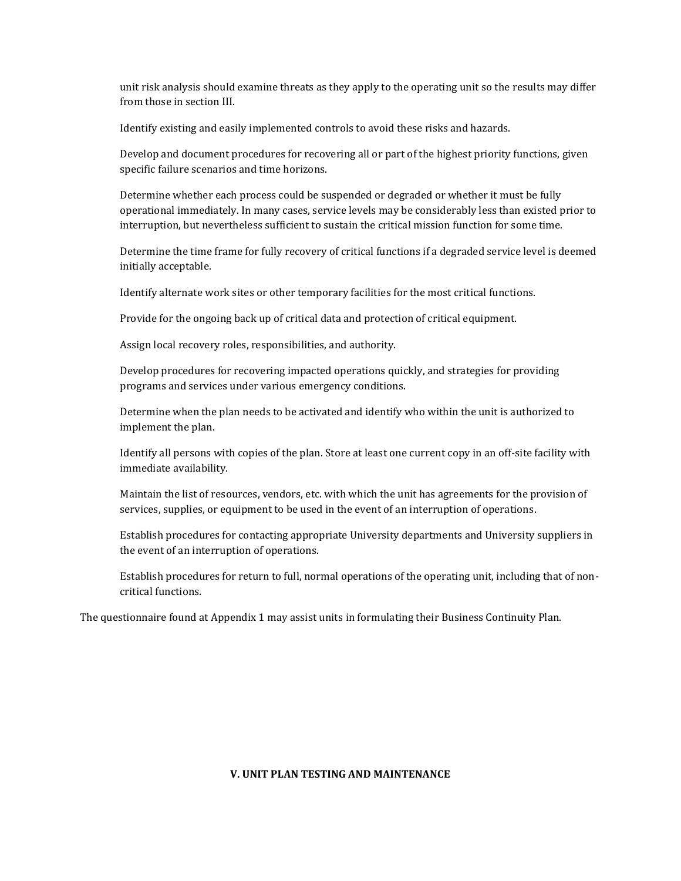unit risk analysis should examine threats as they apply to the operating unit so the results may differ from those in section III.

Identify existing and easily implemented controls to avoid these risks and hazards.

Develop and document procedures for recovering all or part of the highest priority functions, given specific failure scenarios and time horizons.

Determine whether each process could be suspended or degraded or whether it must be fully operational immediately. In many cases, service levels may be considerably less than existed prior to interruption, but nevertheless sufficient to sustain the critical mission function for some time.

Determine the time frame for fully recovery of critical functions if a degraded service level is deemed initially acceptable.

Identify alternate work sites or other temporary facilities for the most critical functions.

Provide for the ongoing back up of critical data and protection of critical equipment.

Assign local recovery roles, responsibilities, and authority.

Develop procedures for recovering impacted operations quickly, and strategies for providing programs and services under various emergency conditions.

Determine when the plan needs to be activated and identify who within the unit is authorized to implement the plan.

Identify all persons with copies of the plan. Store at least one current copy in an off-site facility with immediate availability.

Maintain the list of resources, vendors, etc. with which the unit has agreements for the provision of services, supplies, or equipment to be used in the event of an interruption of operations.

Establish procedures for contacting appropriate University departments and University suppliers in the event of an interruption of operations.

Establish procedures for return to full, normal operations of the operating unit, including that of non-critical functions.

The questionnaire found at Appendix 1 may assist units in formulating their Business Continuity Plan.

## V. UNIT PLAN TESTING AND MAINTENANCE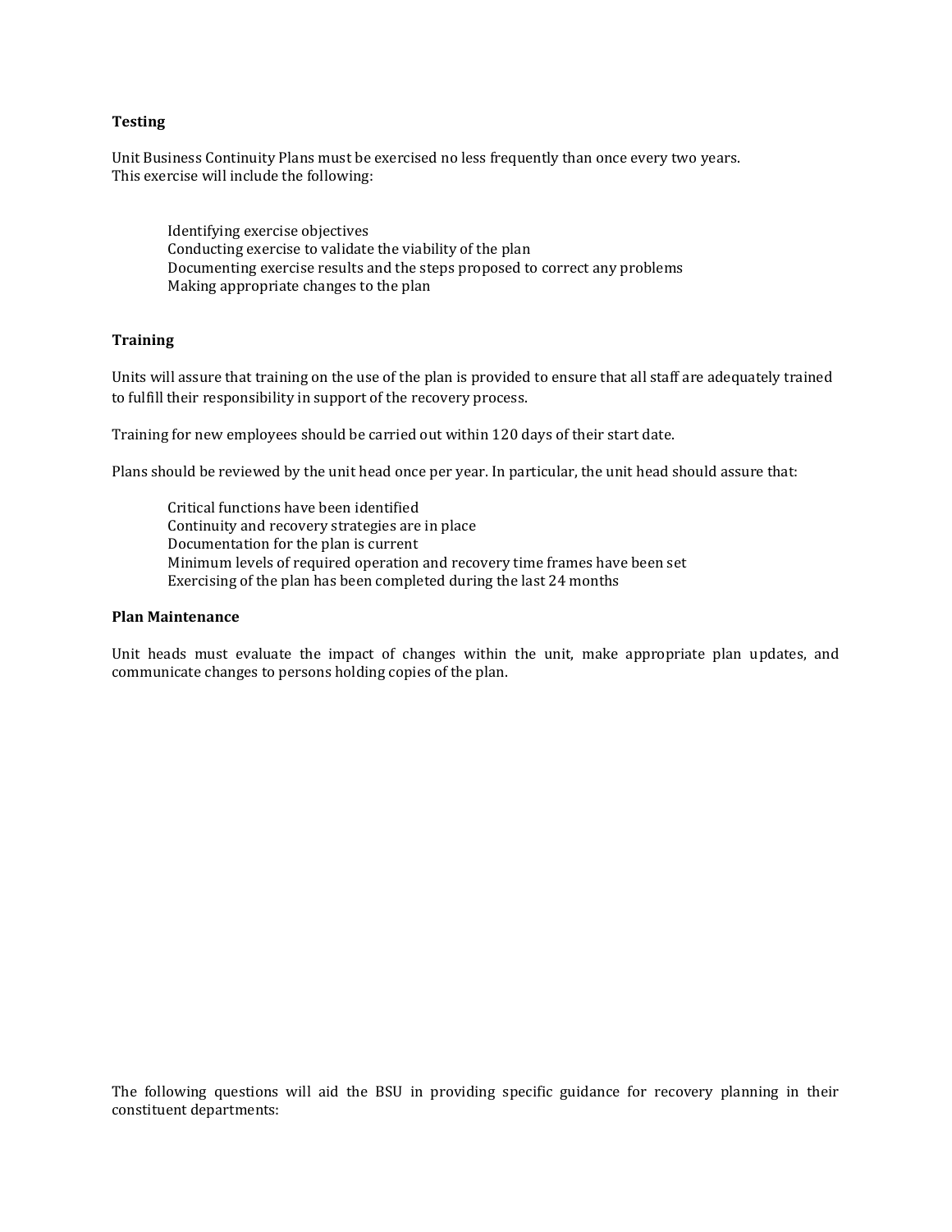**Testing**

Unit Business Continuity Plans must be exercised no less frequently than once every two years.
This exercise will include the following:

- Identifying exercise objectives
- Conducting exercise to validate the viability of the plan
- Documenting exercise results and the steps proposed to correct any problems
- Making appropriate changes to the plan

**Training**

Units will assure that training on the use of the plan is provided to ensure that all staff are adequately trained to fulfill their responsibility in support of the recovery process.

Training for new employees should be carried out within 120 days of their start date.

Plans should be reviewed by the unit head once per year. In particular, the unit head should assure that:

- Critical functions have been identified
- Continuity and recovery strategies are in place
- Documentation for the plan is current
- Minimum levels of required operation and recovery time frames have been set
- Exercising of the plan has been completed during the last 24 months

**Plan Maintenance**

Unit heads must evaluate the impact of changes within the unit, make appropriate plan updates, and communicate changes to persons holding copies of the plan.

The following questions will aid the BSU in providing specific guidance for recovery planning in their constituent departments: